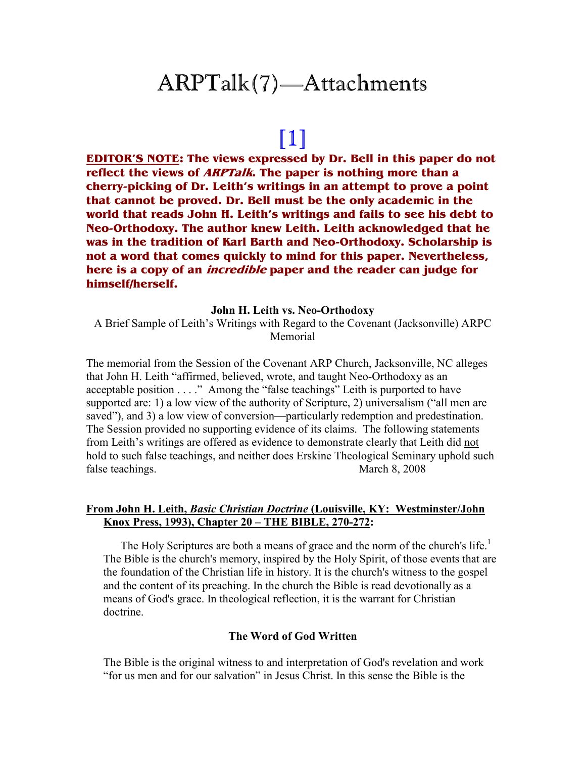# ARPTalk(7)—Attachments

## [1]

**<u>EDITOR'S NOTE</u>: The views expressed by Dr. Bell in this paper do not reflect the views of *ARPTalk*. The paper is nothing more than a cherry-picking of Dr. Leith's writings in an attempt to prove a point that cannot be proved. Dr. Bell must be the only academic in the world that reads John H. Leith's writings and fails to see his debt to Neo-Orthodoxy. The author knew Leith. Leith acknowledged that he was in the tradition of Karl Barth and Neo-Orthodoxy. Scholarship is not a word that comes quickly to mind for this paper. Nevertheless, here is a copy of an *incredible* paper and the reader can judge for himself/herself.**

**John H. Leith vs. Neo-Orthodoxy**

A Brief Sample of Leith's Writings with Regard to the Covenant (Jacksonville) ARPC Memorial

The memorial from the Session of the Covenant ARP Church, Jacksonville, NC alleges that John H. Leith "affirmed, believed, wrote, and taught Neo-Orthodoxy as an acceptable position . . . ." Among the "false teachings" Leith is purported to have supported are: 1) a low view of the authority of Scripture, 2) universalism ("all men are saved"), and 3) a low view of conversion—particularly redemption and predestination. The Session provided no supporting evidence of its claims. The following statements from Leith's writings are offered as evidence to demonstrate clearly that Leith did <u>not</u> hold to such false teachings, and neither does Erskine Theological Seminary uphold such false teachings. March 8, 2008

**<u>From John H. Leith, *Basic Christian Doctrine* (Louisville, KY: Westminster/John Knox Press, 1993), Chapter 20 – THE BIBLE, 270-272</u>:**

The Holy Scriptures are both a means of grace and the norm of the church's life.[1] The Bible is the church's memory, inspired by the Holy Spirit, of those events that are the foundation of the Christian life in history. It is the church's witness to the gospel and the content of its preaching. In the church the Bible is read devotionally as a means of God's grace. In theological reflection, it is the warrant for Christian doctrine.

**The Word of God Written**

The Bible is the original witness to and interpretation of God's revelation and work "for us men and for our salvation" in Jesus Christ. In this sense the Bible is the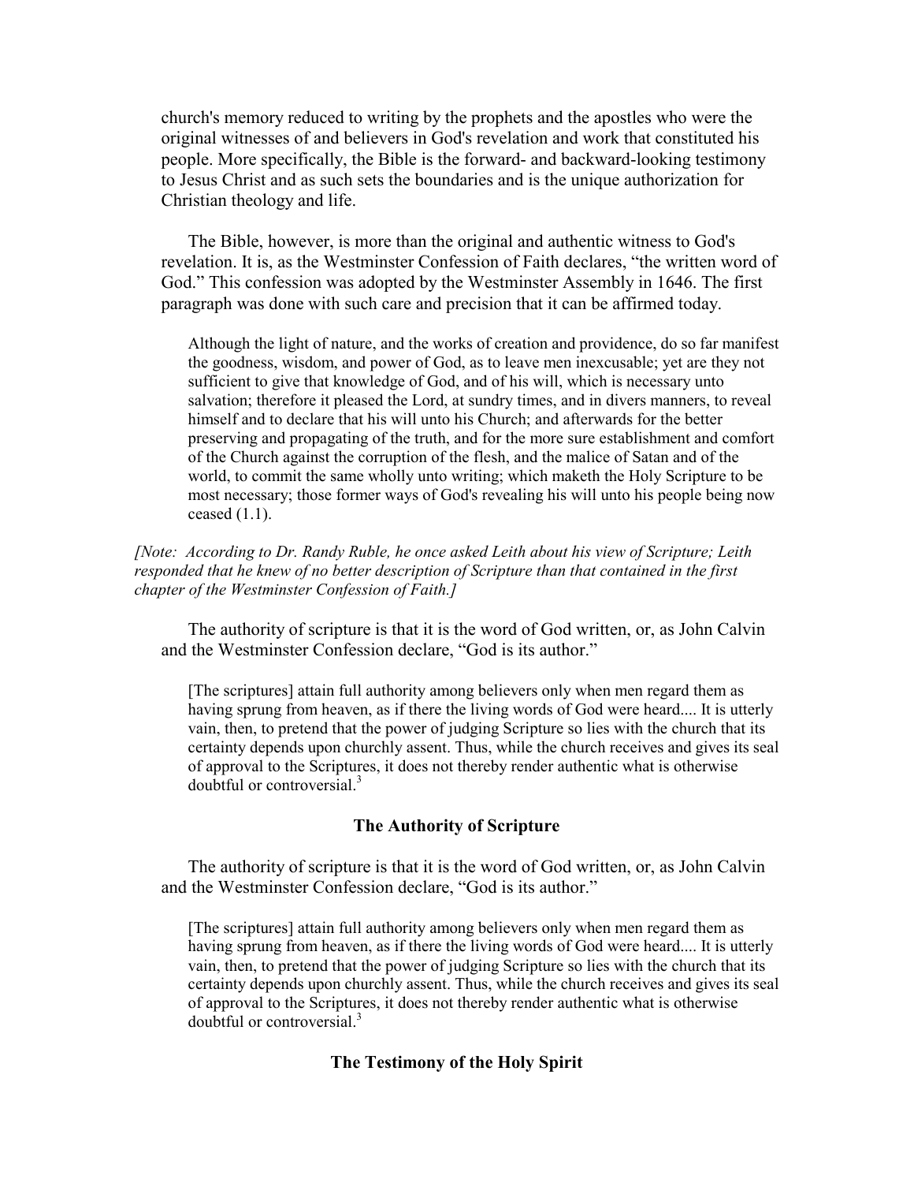church's memory reduced to writing by the prophets and the apostles who were the original witnesses of and believers in God's revelation and work that constituted his people. More specifically, the Bible is the forward- and backward-looking testimony to Jesus Christ and as such sets the boundaries and is the unique authorization for Christian theology and life.

The Bible, however, is more than the original and authentic witness to God's revelation. It is, as the Westminster Confession of Faith declares, "the written word of God." This confession was adopted by the Westminster Assembly in 1646. The first paragraph was done with such care and precision that it can be affirmed today.

> Although the light of nature, and the works of creation and providence, do so far manifest the goodness, wisdom, and power of God, as to leave men inexcusable; yet are they not sufficient to give that knowledge of God, and of his will, which is necessary unto salvation; therefore it pleased the Lord, at sundry times, and in divers manners, to reveal himself and to declare that his will unto his Church; and afterwards for the better preserving and propagating of the truth, and for the more sure establishment and comfort of the Church against the corruption of the flesh, and the malice of Satan and of the world, to commit the same wholly unto writing; which maketh the Holy Scripture to be most necessary; those former ways of God's revealing his will unto his people being now ceased (1.1).

*[Note: According to Dr. Randy Ruble, he once asked Leith about his view of Scripture; Leith responded that he knew of no better description of Scripture than that contained in the first chapter of the Westminster Confession of Faith.]*

The authority of scripture is that it is the word of God written, or, as John Calvin and the Westminster Confession declare, "God is its author."

> [The scriptures] attain full authority among believers only when men regard them as having sprung from heaven, as if there the living words of God were heard.... It is utterly vain, then, to pretend that the power of judging Scripture so lies with the church that its certainty depends upon churchly assent. Thus, while the church receives and gives its seal of approval to the Scriptures, it does not thereby render authentic what is otherwise doubtful or controversial.[3]

## The Authority of Scripture

The authority of scripture is that it is the word of God written, or, as John Calvin and the Westminster Confession declare, "God is its author."

> [The scriptures] attain full authority among believers only when men regard them as having sprung from heaven, as if there the living words of God were heard.... It is utterly vain, then, to pretend that the power of judging Scripture so lies with the church that its certainty depends upon churchly assent. Thus, while the church receives and gives its seal of approval to the Scriptures, it does not thereby render authentic what is otherwise doubtful or controversial.[3]

## The Testimony of the Holy Spirit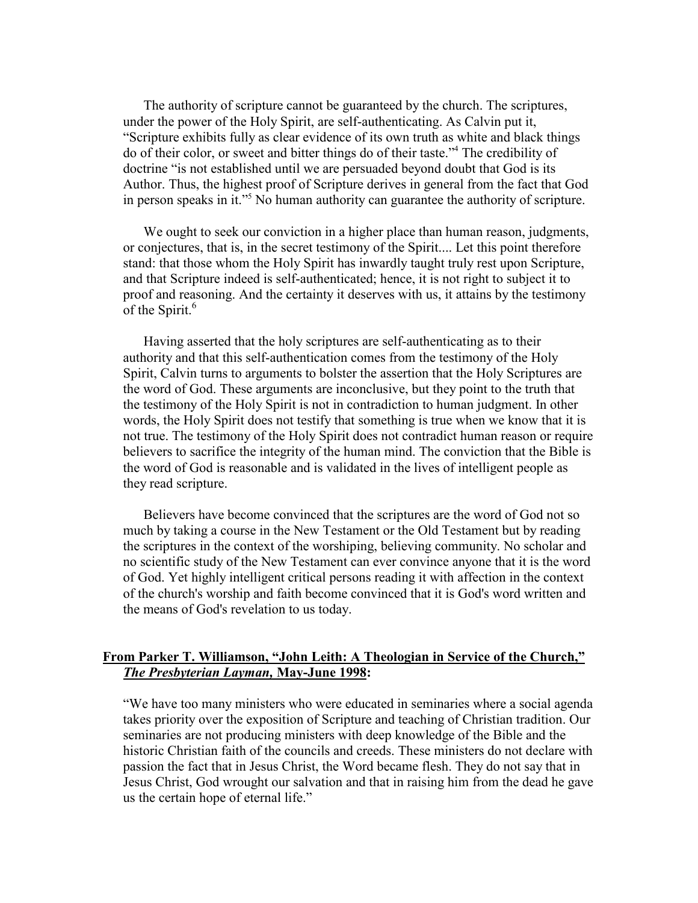The authority of scripture cannot be guaranteed by the church. The scriptures, under the power of the Holy Spirit, are self-authenticating. As Calvin put it, "Scripture exhibits fully as clear evidence of its own truth as white and black things do of their color, or sweet and bitter things do of their taste."[4] The credibility of doctrine "is not established until we are persuaded beyond doubt that God is its Author. Thus, the highest proof of Scripture derives in general from the fact that God in person speaks in it."[5] No human authority can guarantee the authority of scripture.

> We ought to seek our conviction in a higher place than human reason, judgments, or conjectures, that is, in the secret testimony of the Spirit.... Let this point therefore stand: that those whom the Holy Spirit has inwardly taught truly rest upon Scripture, and that Scripture indeed is self-authenticated; hence, it is not right to subject it to proof and reasoning. And the certainty it deserves with us, it attains by the testimony of the Spirit.[6]

Having asserted that the holy scriptures are self-authenticating as to their authority and that this self-authentication comes from the testimony of the Holy Spirit, Calvin turns to arguments to bolster the assertion that the Holy Scriptures are the word of God. These arguments are inconclusive, but they point to the truth that the testimony of the Holy Spirit is not in contradiction to human judgment. In other words, the Holy Spirit does not testify that something is true when we know that it is not true. The testimony of the Holy Spirit does not contradict human reason or require believers to sacrifice the integrity of the human mind. The conviction that the Bible is the word of God is reasonable and is validated in the lives of intelligent people as they read scripture.

Believers have become convinced that the scriptures are the word of God not so much by taking a course in the New Testament or the Old Testament but by reading the scriptures in the context of the worshiping, believing community. No scholar and no scientific study of the New Testament can ever convince anyone that it is the word of God. Yet highly intelligent critical persons reading it with affection in the context of the church's worship and faith become convinced that it is God's word written and the means of God's revelation to us today.

**From Parker T. Williamson, "John Leith: A Theologian in Service of the Church," *The Presbyterian Layman*, May-June 1998:**

> "We have too many ministers who were educated in seminaries where a social agenda takes priority over the exposition of Scripture and teaching of Christian tradition. Our seminaries are not producing ministers with deep knowledge of the Bible and the historic Christian faith of the councils and creeds. These ministers do not declare with passion the fact that in Jesus Christ, the Word became flesh. They do not say that in Jesus Christ, God wrought our salvation and that in raising him from the dead he gave us the certain hope of eternal life."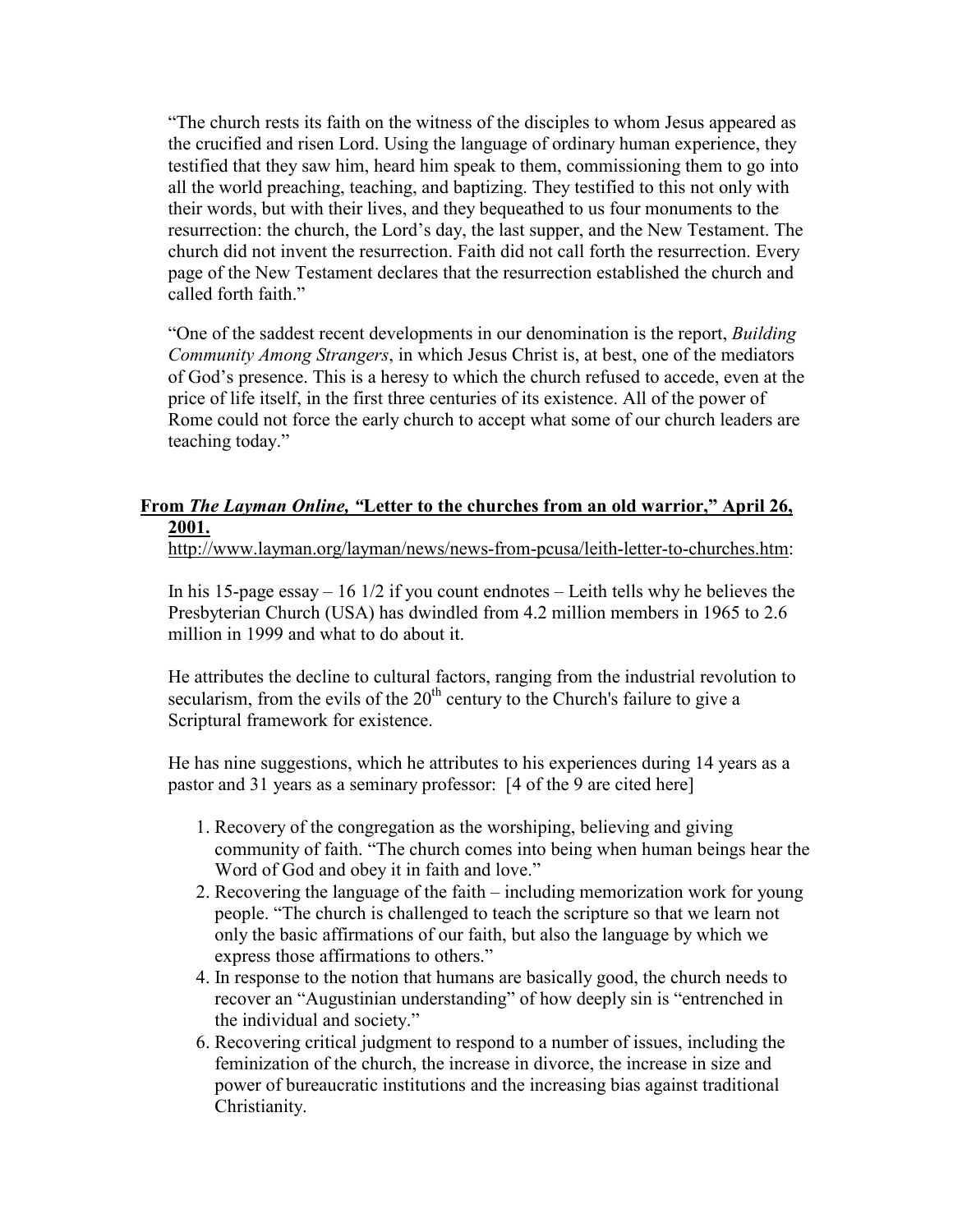"The church rests its faith on the witness of the disciples to whom Jesus appeared as the crucified and risen Lord. Using the language of ordinary human experience, they testified that they saw him, heard him speak to them, commissioning them to go into all the world preaching, teaching, and baptizing. They testified to this not only with their words, but with their lives, and they bequeathed to us four monuments to the resurrection: the church, the Lord's day, the last supper, and the New Testament. The church did not invent the resurrection. Faith did not call forth the resurrection. Every page of the New Testament declares that the resurrection established the church and called forth faith."

"One of the saddest recent developments in our denomination is the report, *Building Community Among Strangers*, in which Jesus Christ is, at best, one of the mediators of God's presence. This is a heresy to which the church refused to accede, even at the price of life itself, in the first three centuries of its existence. All of the power of Rome could not force the early church to accept what some of our church leaders are teaching today."

**From *The Layman Online,* "Letter to the churches from an old warrior," April 26, 2001.**

http://www.layman.org/layman/news/news-from-pcusa/leith-letter-to-churches.htm:

In his 15-page essay – 16 1/2 if you count endnotes – Leith tells why he believes the Presbyterian Church (USA) has dwindled from 4.2 million members in 1965 to 2.6 million in 1999 and what to do about it.

He attributes the decline to cultural factors, ranging from the industrial revolution to secularism, from the evils of the 20th century to the Church's failure to give a Scriptural framework for existence.

He has nine suggestions, which he attributes to his experiences during 14 years as a pastor and 31 years as a seminary professor: [4 of the 9 are cited here]

1. Recovery of the congregation as the worshiping, believing and giving community of faith. "The church comes into being when human beings hear the Word of God and obey it in faith and love."
2. Recovering the language of the faith – including memorization work for young people. "The church is challenged to teach the scripture so that we learn not only the basic affirmations of our faith, but also the language by which we express those affirmations to others."
4. In response to the notion that humans are basically good, the church needs to recover an "Augustinian understanding" of how deeply sin is "entrenched in the individual and society."
6. Recovering critical judgment to respond to a number of issues, including the feminization of the church, the increase in divorce, the increase in size and power of bureaucratic institutions and the increasing bias against traditional Christianity.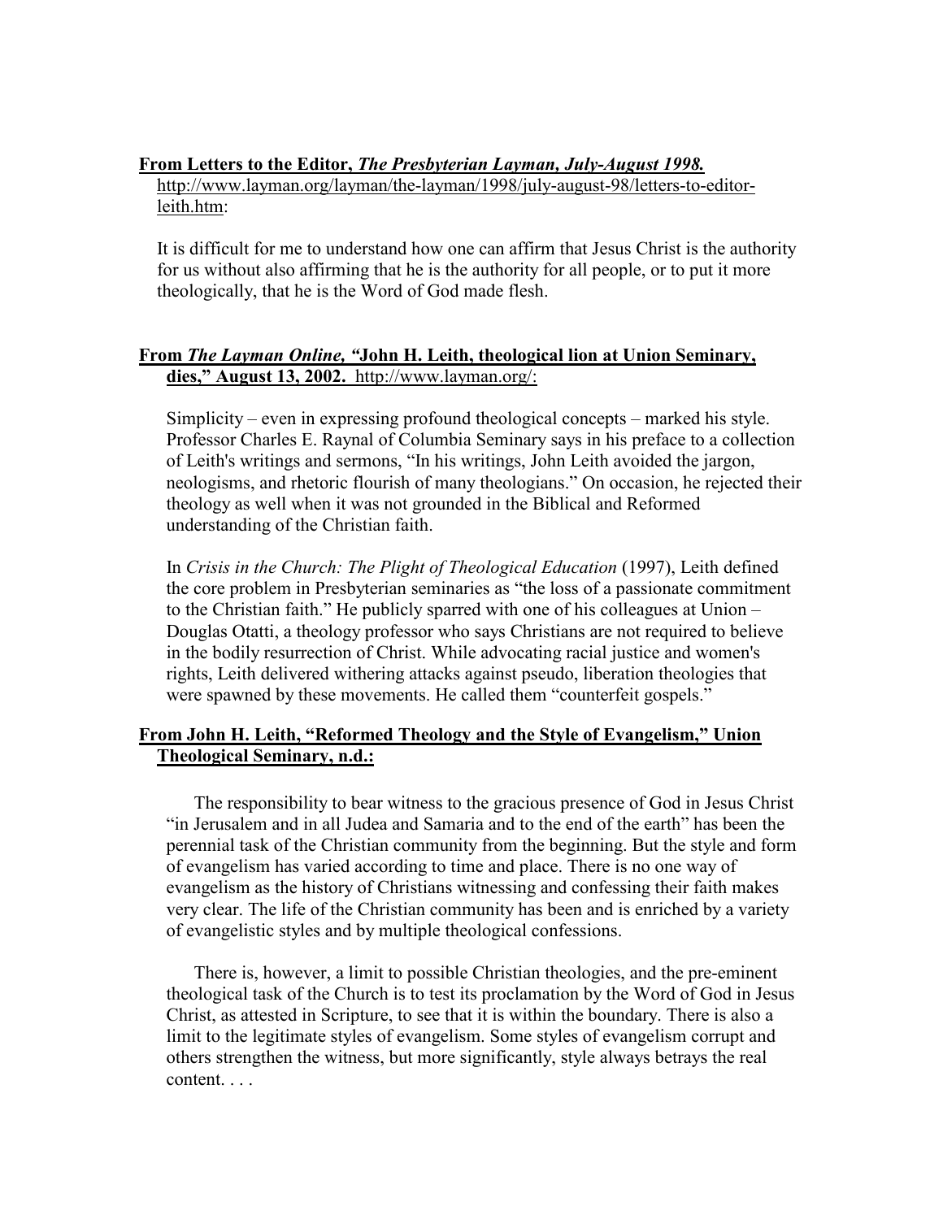**From Letters to the Editor, *The Presbyterian Layman, July-August 1998.***
http://www.layman.org/layman/the-layman/1998/july-august-98/letters-to-editor-leith.htm:

It is difficult for me to understand how one can affirm that Jesus Christ is the authority for us without also affirming that he is the authority for all people, or to put it more theologically, that he is the Word of God made flesh.

**From *The Layman Online,* "John H. Leith, theological lion at Union Seminary, dies," August 13, 2002.** http://www.layman.org/:

Simplicity – even in expressing profound theological concepts – marked his style. Professor Charles E. Raynal of Columbia Seminary says in his preface to a collection of Leith's writings and sermons, "In his writings, John Leith avoided the jargon, neologisms, and rhetoric flourish of many theologians." On occasion, he rejected their theology as well when it was not grounded in the Biblical and Reformed understanding of the Christian faith.

In *Crisis in the Church: The Plight of Theological Education* (1997), Leith defined the core problem in Presbyterian seminaries as "the loss of a passionate commitment to the Christian faith." He publicly sparred with one of his colleagues at Union – Douglas Otatti, a theology professor who says Christians are not required to believe in the bodily resurrection of Christ. While advocating racial justice and women's rights, Leith delivered withering attacks against pseudo, liberation theologies that were spawned by these movements. He called them "counterfeit gospels."

**From John H. Leith, "Reformed Theology and the Style of Evangelism," Union Theological Seminary, n.d.:**

The responsibility to bear witness to the gracious presence of God in Jesus Christ "in Jerusalem and in all Judea and Samaria and to the end of the earth" has been the perennial task of the Christian community from the beginning. But the style and form of evangelism has varied according to time and place. There is no one way of evangelism as the history of Christians witnessing and confessing their faith makes very clear. The life of the Christian community has been and is enriched by a variety of evangelistic styles and by multiple theological confessions.

There is, however, a limit to possible Christian theologies, and the pre-eminent theological task of the Church is to test its proclamation by the Word of God in Jesus Christ, as attested in Scripture, to see that it is within the boundary. There is also a limit to the legitimate styles of evangelism. Some styles of evangelism corrupt and others strengthen the witness, but more significantly, style always betrays the real content. . . .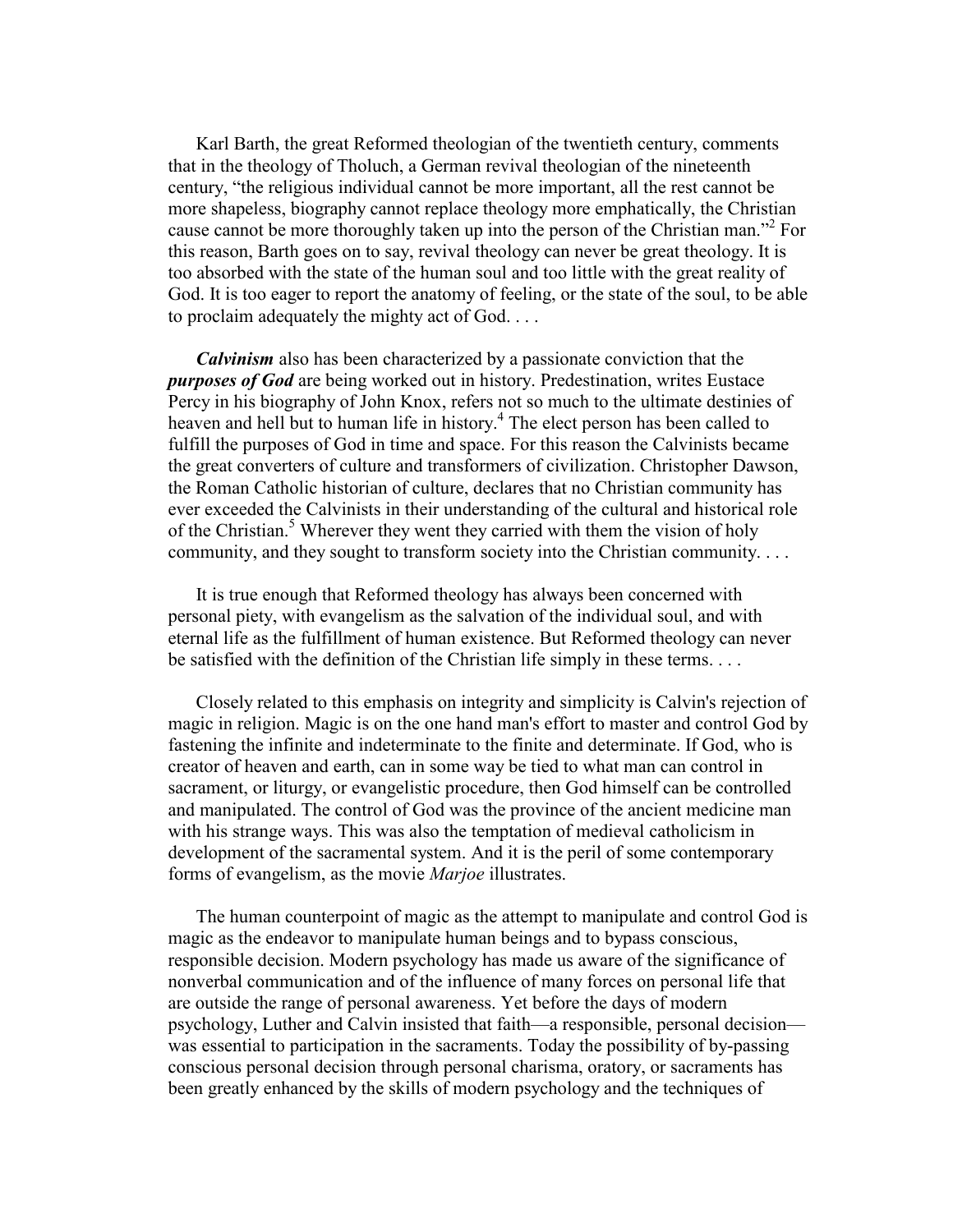Karl Barth, the great Reformed theologian of the twentieth century, comments that in the theology of Tholuch, a German revival theologian of the nineteenth century, "the religious individual cannot be more important, all the rest cannot be more shapeless, biography cannot replace theology more emphatically, the Christian cause cannot be more thoroughly taken up into the person of the Christian man."[2] For this reason, Barth goes on to say, revival theology can never be great theology. It is too absorbed with the state of the human soul and too little with the great reality of God. It is too eager to report the anatomy of feeling, or the state of the soul, to be able to proclaim adequately the mighty act of God. . . .

***Calvinism*** also has been characterized by a passionate conviction that the ***purposes of God*** are being worked out in history. Predestination, writes Eustace Percy in his biography of John Knox, refers not so much to the ultimate destinies of heaven and hell but to human life in history.[4] The elect person has been called to fulfill the purposes of God in time and space. For this reason the Calvinists became the great converters of culture and transformers of civilization. Christopher Dawson, the Roman Catholic historian of culture, declares that no Christian community has ever exceeded the Calvinists in their understanding of the cultural and historical role of the Christian.[5] Wherever they went they carried with them the vision of holy community, and they sought to transform society into the Christian community. . . .

It is true enough that Reformed theology has always been concerned with personal piety, with evangelism as the salvation of the individual soul, and with eternal life as the fulfillment of human existence. But Reformed theology can never be satisfied with the definition of the Christian life simply in these terms. . . .

Closely related to this emphasis on integrity and simplicity is Calvin's rejection of magic in religion. Magic is on the one hand man's effort to master and control God by fastening the infinite and indeterminate to the finite and determinate. If God, who is creator of heaven and earth, can in some way be tied to what man can control in sacrament, or liturgy, or evangelistic procedure, then God himself can be controlled and manipulated. The control of God was the province of the ancient medicine man with his strange ways. This was also the temptation of medieval catholicism in development of the sacramental system. And it is the peril of some contemporary forms of evangelism, as the movie *Marjoe* illustrates.

The human counterpoint of magic as the attempt to manipulate and control God is magic as the endeavor to manipulate human beings and to bypass conscious, responsible decision. Modern psychology has made us aware of the significance of nonverbal communication and of the influence of many forces on personal life that are outside the range of personal awareness. Yet before the days of modern psychology, Luther and Calvin insisted that faith—a responsible, personal decision—was essential to participation in the sacraments. Today the possibility of by-passing conscious personal decision through personal charisma, oratory, or sacraments has been greatly enhanced by the skills of modern psychology and the techniques of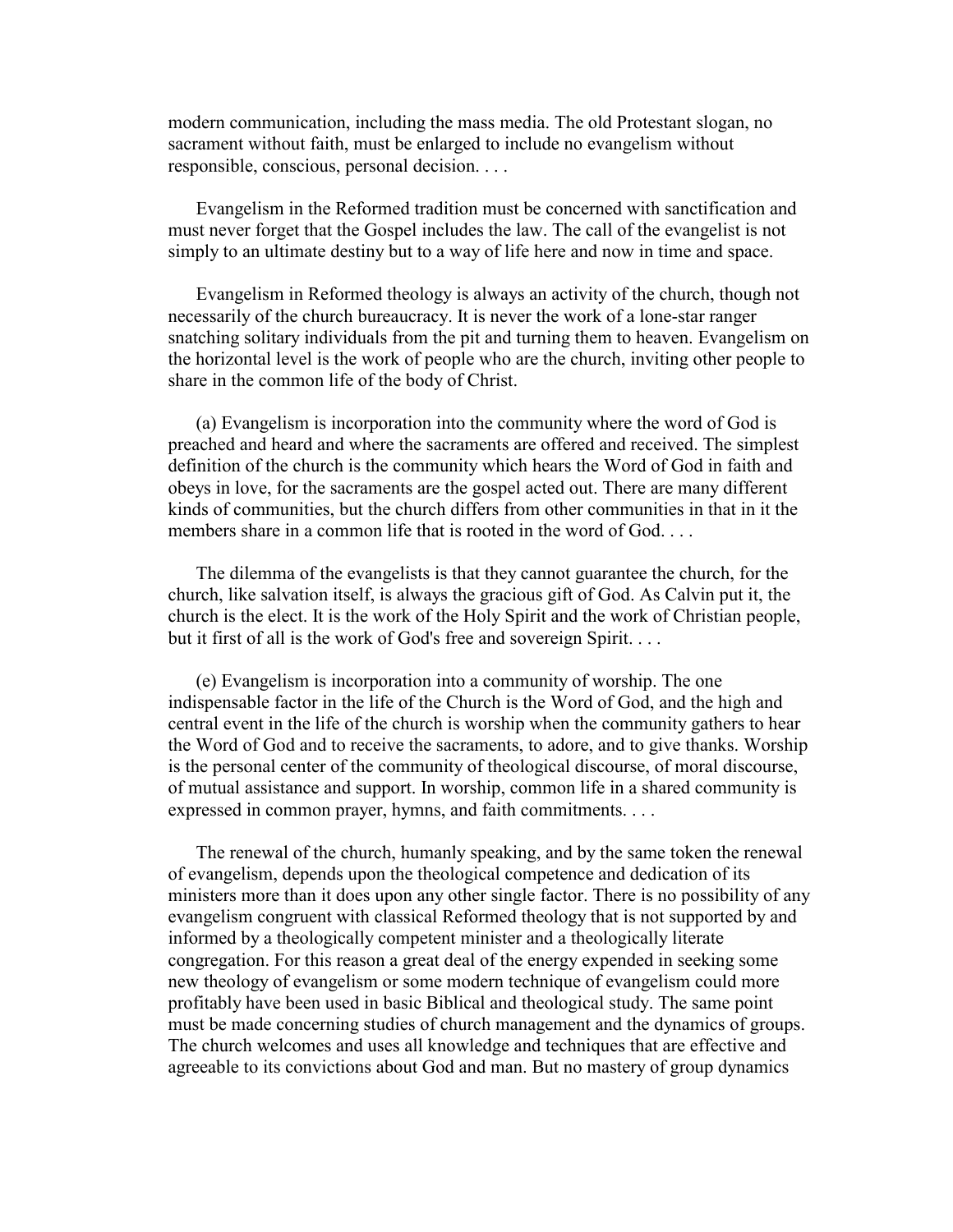modern communication, including the mass media. The old Protestant slogan, no sacrament without faith, must be enlarged to include no evangelism without responsible, conscious, personal decision. . . .

Evangelism in the Reformed tradition must be concerned with sanctification and must never forget that the Gospel includes the law. The call of the evangelist is not simply to an ultimate destiny but to a way of life here and now in time and space.

Evangelism in Reformed theology is always an activity of the church, though not necessarily of the church bureaucracy. It is never the work of a lone-star ranger snatching solitary individuals from the pit and turning them to heaven. Evangelism on the horizontal level is the work of people who are the church, inviting other people to share in the common life of the body of Christ.

(a) Evangelism is incorporation into the community where the word of God is preached and heard and where the sacraments are offered and received. The simplest definition of the church is the community which hears the Word of God in faith and obeys in love, for the sacraments are the gospel acted out. There are many different kinds of communities, but the church differs from other communities in that in it the members share in a common life that is rooted in the word of God. . . .

The dilemma of the evangelists is that they cannot guarantee the church, for the church, like salvation itself, is always the gracious gift of God. As Calvin put it, the church is the elect. It is the work of the Holy Spirit and the work of Christian people, but it first of all is the work of God's free and sovereign Spirit. . . .

(e) Evangelism is incorporation into a community of worship. The one indispensable factor in the life of the Church is the Word of God, and the high and central event in the life of the church is worship when the community gathers to hear the Word of God and to receive the sacraments, to adore, and to give thanks. Worship is the personal center of the community of theological discourse, of moral discourse, of mutual assistance and support. In worship, common life in a shared community is expressed in common prayer, hymns, and faith commitments. . . .

The renewal of the church, humanly speaking, and by the same token the renewal of evangelism, depends upon the theological competence and dedication of its ministers more than it does upon any other single factor. There is no possibility of any evangelism congruent with classical Reformed theology that is not supported by and informed by a theologically competent minister and a theologically literate congregation. For this reason a great deal of the energy expended in seeking some new theology of evangelism or some modern technique of evangelism could more profitably have been used in basic Biblical and theological study. The same point must be made concerning studies of church management and the dynamics of groups. The church welcomes and uses all knowledge and techniques that are effective and agreeable to its convictions about God and man. But no mastery of group dynamics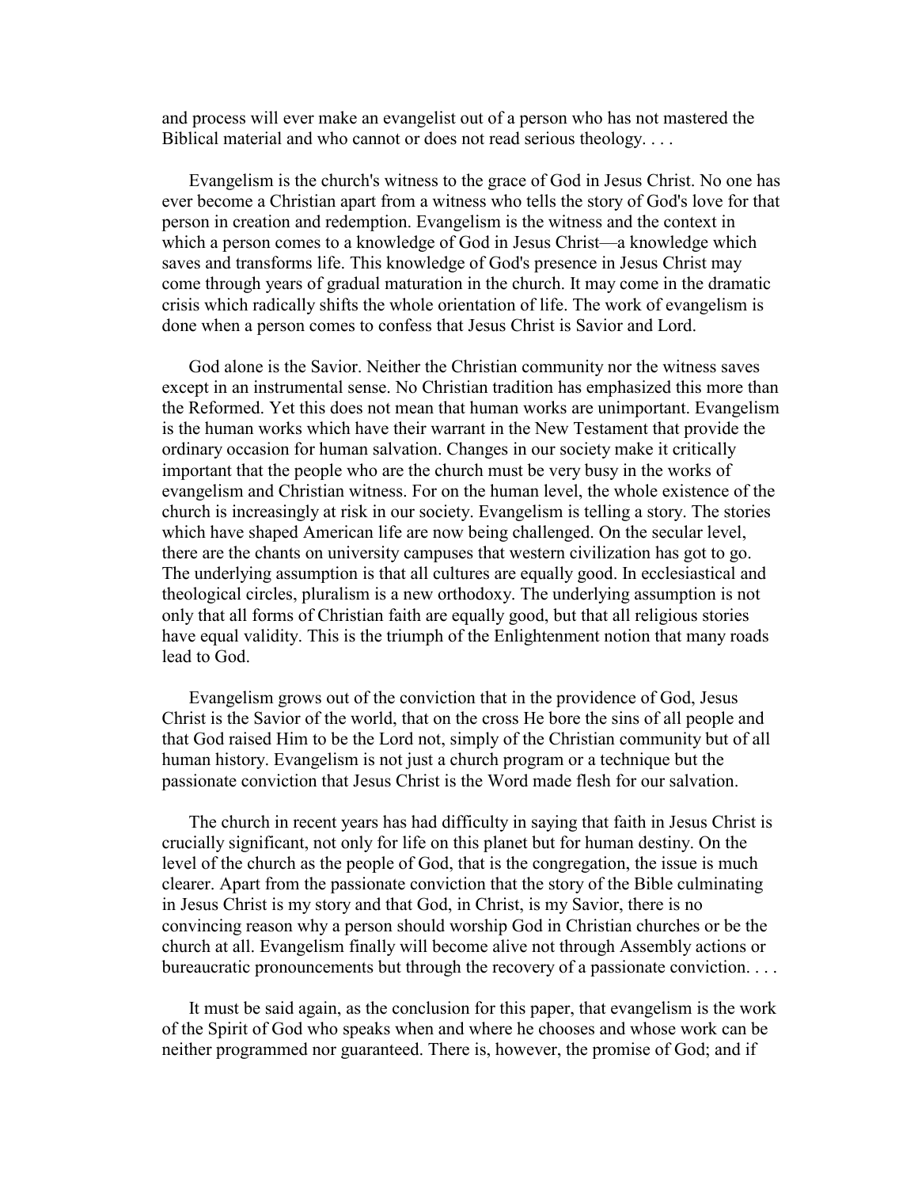and process will ever make an evangelist out of a person who has not mastered the Biblical material and who cannot or does not read serious theology. . . .

Evangelism is the church's witness to the grace of God in Jesus Christ. No one has ever become a Christian apart from a witness who tells the story of God's love for that person in creation and redemption. Evangelism is the witness and the context in which a person comes to a knowledge of God in Jesus Christ—a knowledge which saves and transforms life. This knowledge of God's presence in Jesus Christ may come through years of gradual maturation in the church. It may come in the dramatic crisis which radically shifts the whole orientation of life. The work of evangelism is done when a person comes to confess that Jesus Christ is Savior and Lord.

God alone is the Savior. Neither the Christian community nor the witness saves except in an instrumental sense. No Christian tradition has emphasized this more than the Reformed. Yet this does not mean that human works are unimportant. Evangelism is the human works which have their warrant in the New Testament that provide the ordinary occasion for human salvation. Changes in our society make it critically important that the people who are the church must be very busy in the works of evangelism and Christian witness. For on the human level, the whole existence of the church is increasingly at risk in our society. Evangelism is telling a story. The stories which have shaped American life are now being challenged. On the secular level, there are the chants on university campuses that western civilization has got to go. The underlying assumption is that all cultures are equally good. In ecclesiastical and theological circles, pluralism is a new orthodoxy. The underlying assumption is not only that all forms of Christian faith are equally good, but that all religious stories have equal validity. This is the triumph of the Enlightenment notion that many roads lead to God.

Evangelism grows out of the conviction that in the providence of God, Jesus Christ is the Savior of the world, that on the cross He bore the sins of all people and that God raised Him to be the Lord not, simply of the Christian community but of all human history. Evangelism is not just a church program or a technique but the passionate conviction that Jesus Christ is the Word made flesh for our salvation.

The church in recent years has had difficulty in saying that faith in Jesus Christ is crucially significant, not only for life on this planet but for human destiny. On the level of the church as the people of God, that is the congregation, the issue is much clearer. Apart from the passionate conviction that the story of the Bible culminating in Jesus Christ is my story and that God, in Christ, is my Savior, there is no convincing reason why a person should worship God in Christian churches or be the church at all. Evangelism finally will become alive not through Assembly actions or bureaucratic pronouncements but through the recovery of a passionate conviction. . . .

It must be said again, as the conclusion for this paper, that evangelism is the work of the Spirit of God who speaks when and where he chooses and whose work can be neither programmed nor guaranteed. There is, however, the promise of God; and if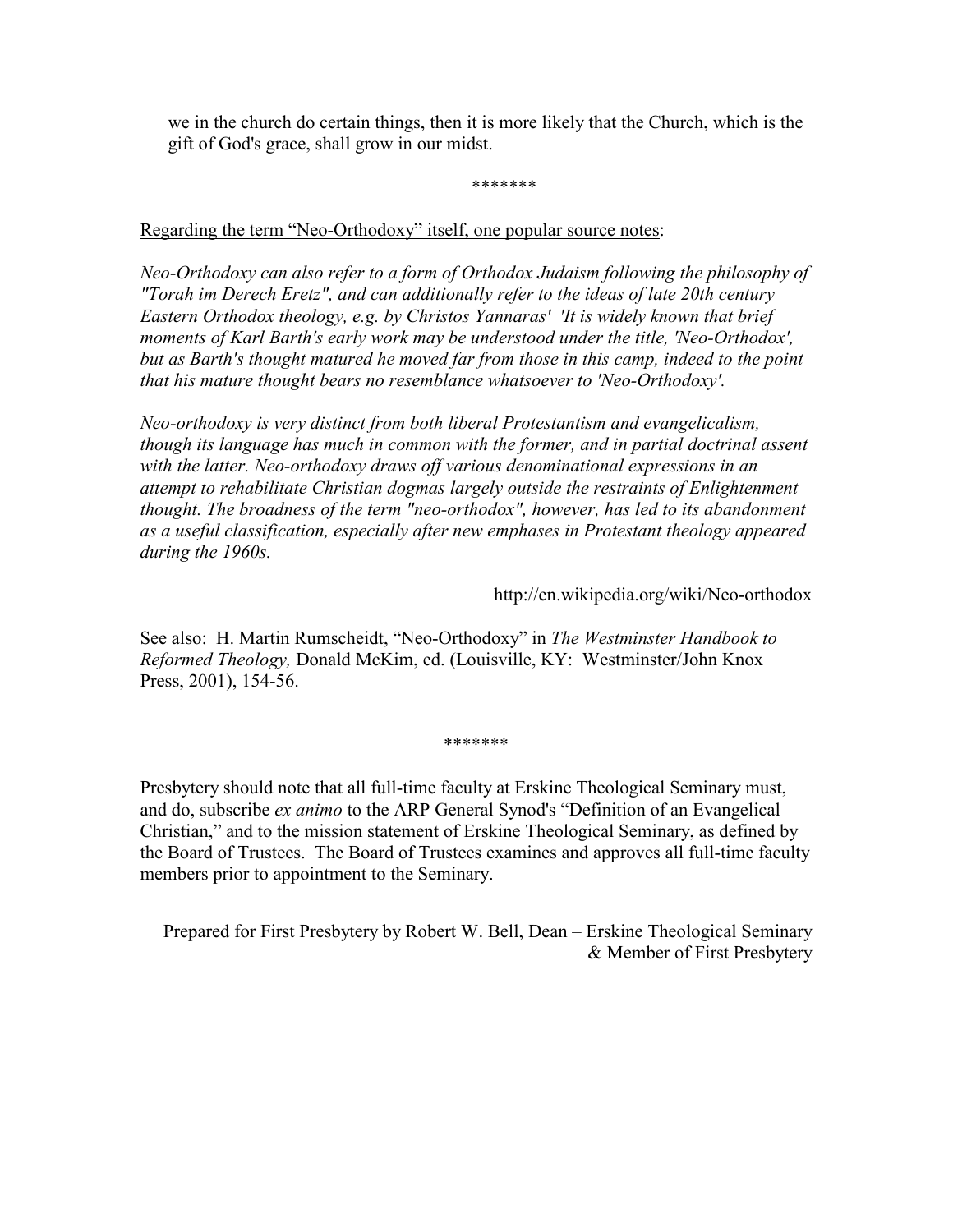we in the church do certain things, then it is more likely that the Church, which is the gift of God's grace, shall grow in our midst.

*******

<u>Regarding the term “Neo-Orthodoxy” itself, one popular source notes</u>:

*Neo-Orthodoxy can also refer to a form of Orthodox Judaism following the philosophy of "Torah im Derech Eretz", and can additionally refer to the ideas of late 20th century Eastern Orthodox theology, e.g. by Christos Yannaras' 'It is widely known that brief moments of Karl Barth's early work may be understood under the title, 'Neo-Orthodox', but as Barth's thought matured he moved far from those in this camp, indeed to the point that his mature thought bears no resemblance whatsoever to 'Neo-Orthodoxy'.*

*Neo-orthodoxy is very distinct from both liberal Protestantism and evangelicalism, though its language has much in common with the former, and in partial doctrinal assent with the latter. Neo-orthodoxy draws off various denominational expressions in an attempt to rehabilitate Christian dogmas largely outside the restraints of Enlightenment thought. The broadness of the term "neo-orthodox", however, has led to its abandonment as a useful classification, especially after new emphases in Protestant theology appeared during the 1960s.*

http://en.wikipedia.org/wiki/Neo-orthodox

See also: H. Martin Rumscheidt, “Neo-Orthodoxy” in *The Westminster Handbook to Reformed Theology,* Donald McKim, ed. (Louisville, KY: Westminster/John Knox Press, 2001), 154-56.

*******

Presbytery should note that all full-time faculty at Erskine Theological Seminary must, and do, subscribe *ex animo* to the ARP General Synod's “Definition of an Evangelical Christian,” and to the mission statement of Erskine Theological Seminary, as defined by the Board of Trustees. The Board of Trustees examines and approves all full-time faculty members prior to appointment to the Seminary.

Prepared for First Presbytery by Robert W. Bell, Dean – Erskine Theological Seminary & Member of First Presbytery